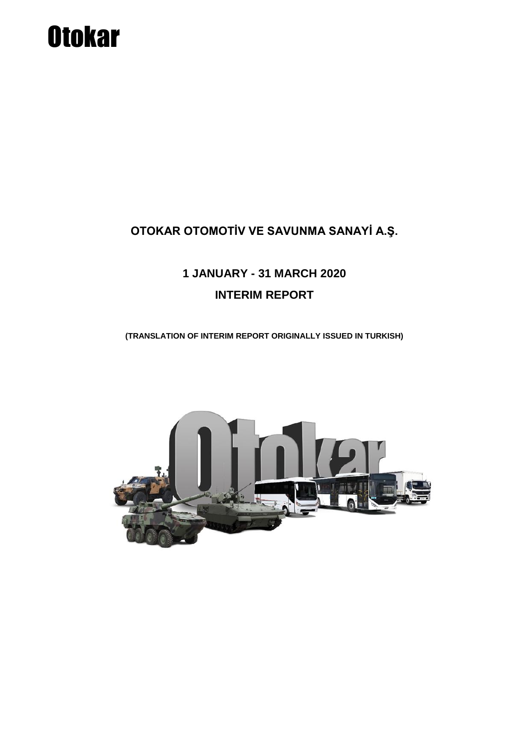Otokar

# OTOKAR OTOMOTİV VE SAVUNMA SANAYİ A.Ş.

## 1 JANUARY - 31 MARCH 2020

## INTERIM REPORT

**(TRANSLATION OF INTERIM REPORT ORIGINALLY ISSUED IN TURKISH)**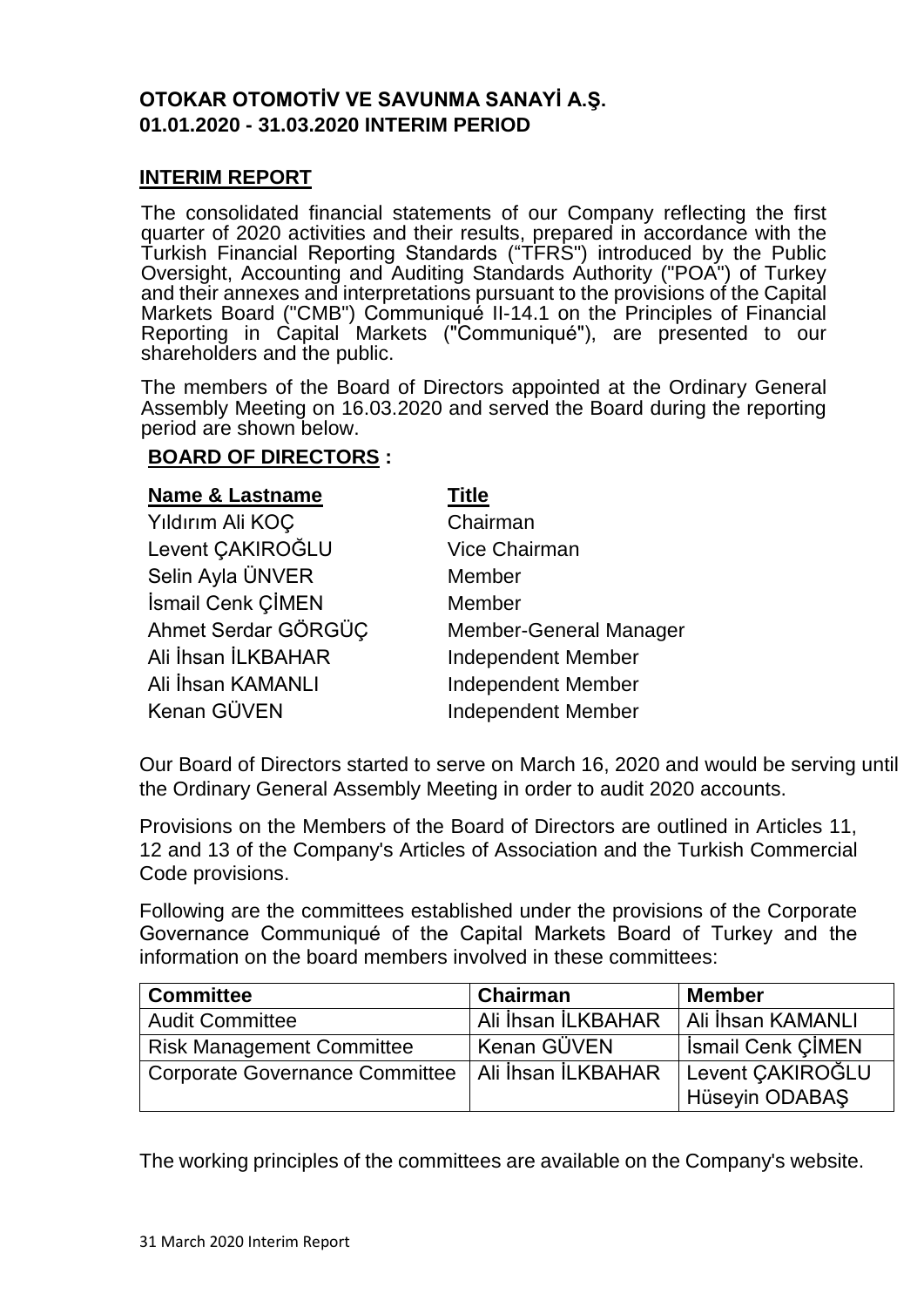**OTOKAR OTOMOTİV VE SAVUNMA SANAYİ A.Ş.**
**01.01.2020 - 31.03.2020 INTERIM PERIOD**

## INTERIM REPORT

The consolidated financial statements of our Company reflecting the first quarter of 2020 activities and their results, prepared in accordance with the Turkish Financial Reporting Standards ("TFRS") introduced by the Public Oversight, Accounting and Auditing Standards Authority ("POA") of Turkey and their annexes and interpretations pursuant to the provisions of the Capital Markets Board ("CMB") Communiqué II-14.1 on the Principles of Financial Reporting in Capital Markets ("Communiqué"), are presented to our shareholders and the public.

The members of the Board of Directors appointed at the Ordinary General Assembly Meeting on 16.03.2020 and served the Board during the reporting period are shown below.

**BOARD OF DIRECTORS :**

| Name & Lastname | Title |
|---|---|
| Yıldırım Ali KOÇ | Chairman |
| Levent ÇAKIROĞLU | Vice Chairman |
| Selin Ayla ÜNVER | Member |
| İsmail Cenk ÇİMEN | Member |
| Ahmet Serdar GÖRGÜÇ | Member-General Manager |
| Ali İhsan İLKBAHAR | Independent Member |
| Ali İhsan KAMANLI | Independent Member |
| Kenan GÜVEN | Independent Member |

Our Board of Directors started to serve on March 16, 2020 and would be serving until the Ordinary General Assembly Meeting in order to audit 2020 accounts.

Provisions on the Members of the Board of Directors are outlined in Articles 11, 12 and 13 of the Company's Articles of Association and the Turkish Commercial Code provisions.

Following are the committees established under the provisions of the Corporate Governance Communiqué of the Capital Markets Board of Turkey and the information on the board members involved in these committees:

| Committee | Chairman | Member |
|---|---|---|
| Audit Committee | Ali İhsan İLKBAHAR | Ali İhsan KAMANLI |
| Risk Management Committee | Kenan GÜVEN | İsmail Cenk ÇİMEN |
| Corporate Governance Committee | Ali İhsan İLKBAHAR | Levent ÇAKIROĞLU<br>Hüseyin ODABAŞ |

The working principles of the committees are available on the Company's website.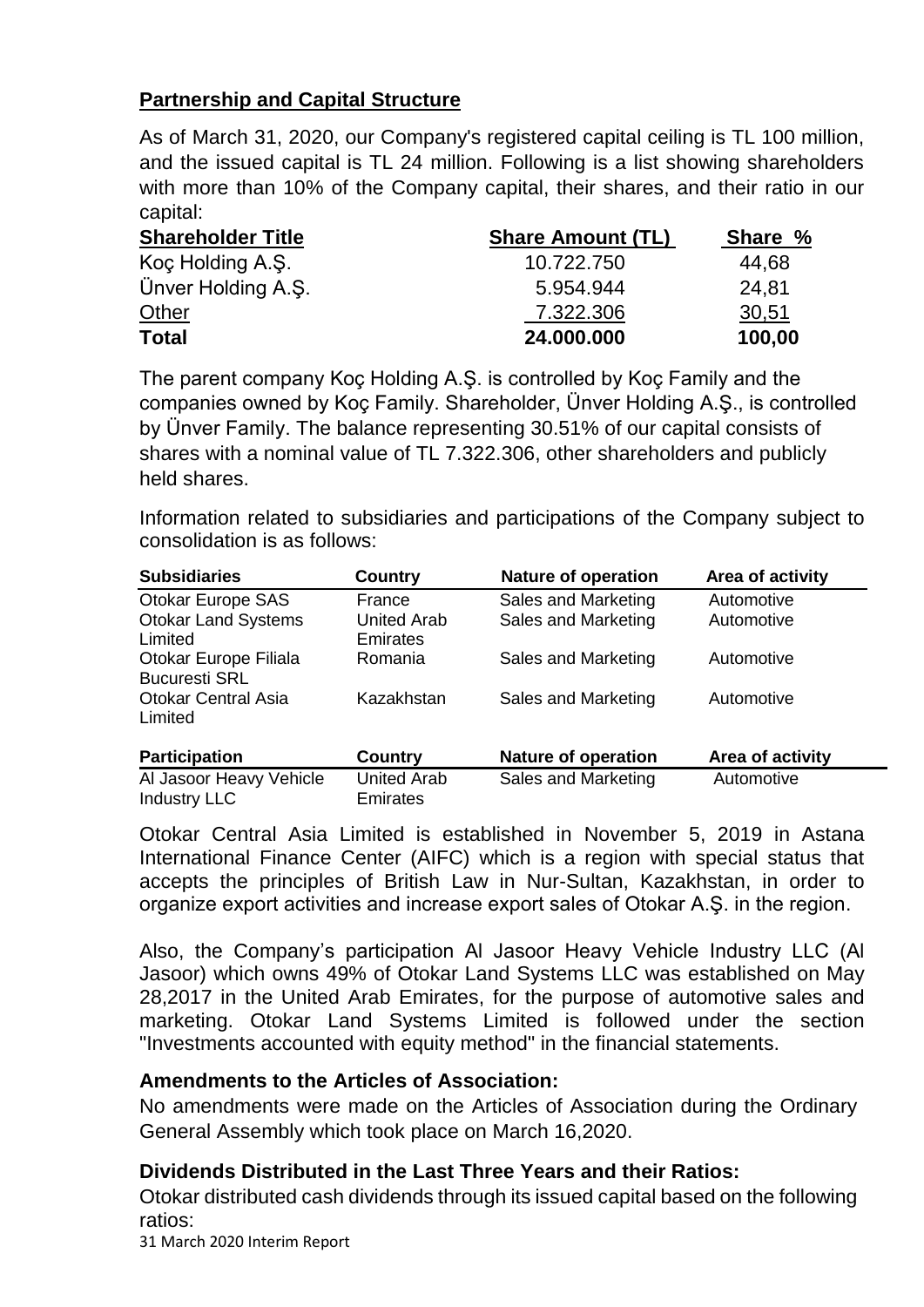## Partnership and Capital Structure

As of March 31, 2020, our Company's registered capital ceiling is TL 100 million, and the issued capital is TL 24 million. Following is a list showing shareholders with more than 10% of the Company capital, their shares, and their ratio in our capital:

| Shareholder Title | Share Amount (TL) | Share % |
|---|---|---|
| Koç Holding A.Ş. | 10.722.750 | 44,68 |
| Ünver Holding A.Ş. | 5.954.944 | 24,81 |
| Other | 7.322.306 | 30,51 |
| **Total** | **24.000.000** | **100,00** |

The parent company Koç Holding A.Ş. is controlled by Koç Family and the companies owned by Koç Family. Shareholder, Ünver Holding A.Ş., is controlled by Ünver Family. The balance representing 30.51% of our capital consists of shares with a nominal value of TL 7.322.306, other shareholders and publicly held shares.

Information related to subsidiaries and participations of the Company subject to consolidation is as follows:

| Subsidiaries | Country | Nature of operation | Area of activity |
|---|---|---|---|
| Otokar Europe SAS | France | Sales and Marketing | Automotive |
| Otokar Land Systems Limited | United Arab Emirates | Sales and Marketing | Automotive |
| Otokar Europe Filiala Bucuresti SRL | Romania | Sales and Marketing | Automotive |
| Otokar Central Asia Limited | Kazakhstan | Sales and Marketing | Automotive |

| Participation | Country | Nature of operation | Area of activity |
|---|---|---|---|
| Al Jasoor Heavy Vehicle Industry LLC | United Arab Emirates | Sales and Marketing | Automotive |

Otokar Central Asia Limited is established in November 5, 2019 in Astana International Finance Center (AIFC) which is a region with special status that accepts the principles of British Law in Nur-Sultan, Kazakhstan, in order to organize export activities and increase export sales of Otokar A.Ş. in the region.

Also, the Company's participation Al Jasoor Heavy Vehicle Industry LLC (Al Jasoor) which owns 49% of Otokar Land Systems LLC was established on May 28,2017 in the United Arab Emirates, for the purpose of automotive sales and marketing. Otokar Land Systems Limited is followed under the section "Investments accounted with equity method" in the financial statements.

### Amendments to the Articles of Association:

No amendments were made on the Articles of Association during the Ordinary General Assembly which took place on March 16,2020.

### Dividends Distributed in the Last Three Years and their Ratios:

Otokar distributed cash dividends through its issued capital based on the following ratios: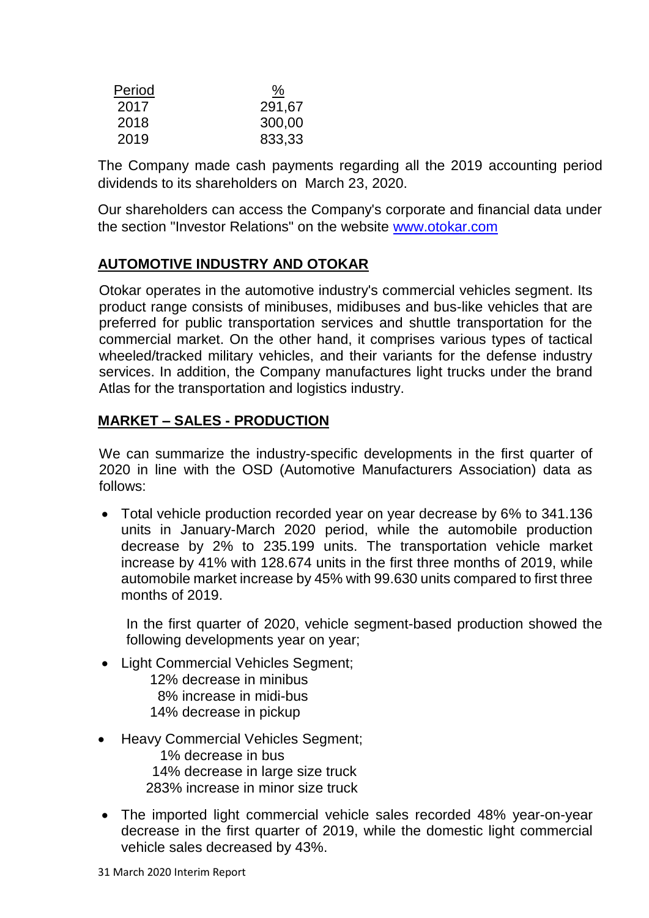| Period | % |
|---|---|
| 2017 | 291,67 |
| 2018 | 300,00 |
| 2019 | 833,33 |

The Company made cash payments regarding all the 2019 accounting period dividends to its shareholders on March 23, 2020.

Our shareholders can access the Company's corporate and financial data under the section "Investor Relations" on the website www.otokar.com

## AUTOMOTIVE INDUSTRY AND OTOKAR

Otokar operates in the automotive industry's commercial vehicles segment. Its product range consists of minibuses, midibuses and bus-like vehicles that are preferred for public transportation services and shuttle transportation for the commercial market. On the other hand, it comprises various types of tactical wheeled/tracked military vehicles, and their variants for the defense industry services. In addition, the Company manufactures light trucks under the brand Atlas for the transportation and logistics industry.

## MARKET – SALES - PRODUCTION

We can summarize the industry-specific developments in the first quarter of 2020 in line with the OSD (Automotive Manufacturers Association) data as follows:

- Total vehicle production recorded year on year decrease by 6% to 341.136 units in January-March 2020 period, while the automobile production decrease by 2% to 235.199 units. The transportation vehicle market increase by 41% with 128.674 units in the first three months of 2019, while automobile market increase by 45% with 99.630 units compared to first three months of 2019.

  In the first quarter of 2020, vehicle segment-based production showed the following developments year on year;

- Light Commercial Vehicles Segment;
  - 12% decrease in minibus
  - 8% increase in midi-bus
  - 14% decrease in pickup

- Heavy Commercial Vehicles Segment;
  - 1% decrease in bus
  - 14% decrease in large size truck
  - 283% increase in minor size truck

- The imported light commercial vehicle sales recorded 48% year-on-year decrease in the first quarter of 2019, while the domestic light commercial vehicle sales decreased by 43%.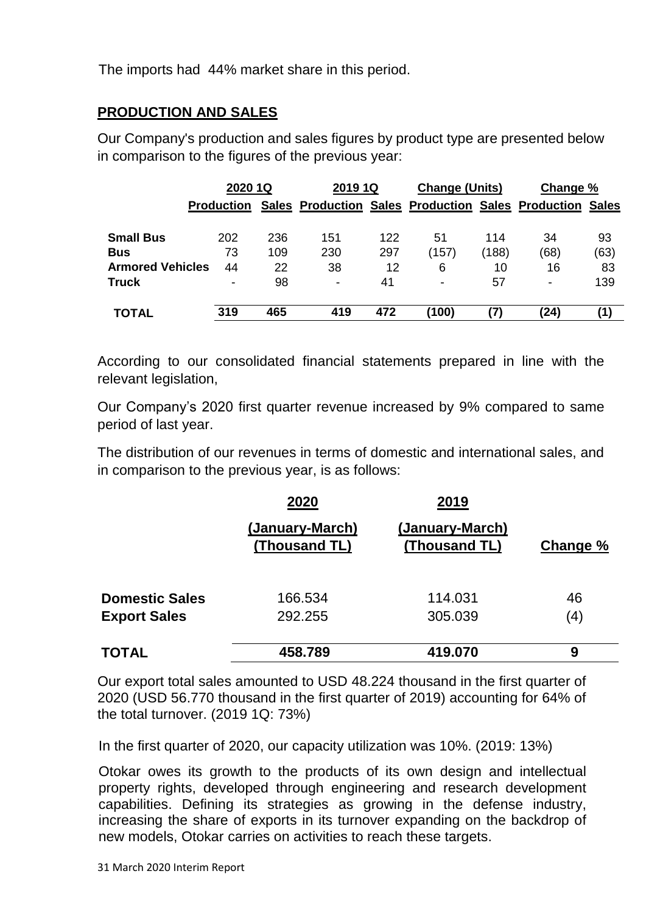The imports had 44% market share in this period.

## PRODUCTION AND SALES

Our Company's production and sales figures by product type are presented below in comparison to the figures of the previous year:

| | 2020 1Q | | 2019 1Q | | Change (Units) | | Change % | |
|---|---|---|---|---|---|---|---|---|
| | Production | Sales | Production | Sales | Production | Sales | Production | Sales |
| **Small Bus** | 202 | 236 | 151 | 122 | 51 | 114 | 34 | 93 |
| **Bus** | 73 | 109 | 230 | 297 | (157) | (188) | (68) | (63) |
| **Armored Vehicles** | 44 | 22 | 38 | 12 | 6 | 10 | 16 | 83 |
| **Truck** | - | 98 | - | 41 | - | 57 | - | 139 |
| **TOTAL** | **319** | **465** | **419** | **472** | **(100)** | **(7)** | **(24)** | **(1)** |

According to our consolidated financial statements prepared in line with the relevant legislation,

Our Company's 2020 first quarter revenue increased by 9% compared to same period of last year.

The distribution of our revenues in terms of domestic and international sales, and in comparison to the previous year, is as follows:

| | 2020 (January-March) (Thousand TL) | 2019 (January-March) (Thousand TL) | Change % |
|---|---|---|---|
| **Domestic Sales** | 166.534 | 114.031 | 46 |
| **Export Sales** | 292.255 | 305.039 | (4) |
| **TOTAL** | **458.789** | **419.070** | **9** |

Our export total sales amounted to USD 48.224 thousand in the first quarter of 2020 (USD 56.770 thousand in the first quarter of 2019) accounting for 64% of the total turnover. (2019 1Q: 73%)

In the first quarter of 2020, our capacity utilization was 10%. (2019: 13%)

Otokar owes its growth to the products of its own design and intellectual property rights, developed through engineering and research development capabilities. Defining its strategies as growing in the defense industry, increasing the share of exports in its turnover expanding on the backdrop of new models, Otokar carries on activities to reach these targets.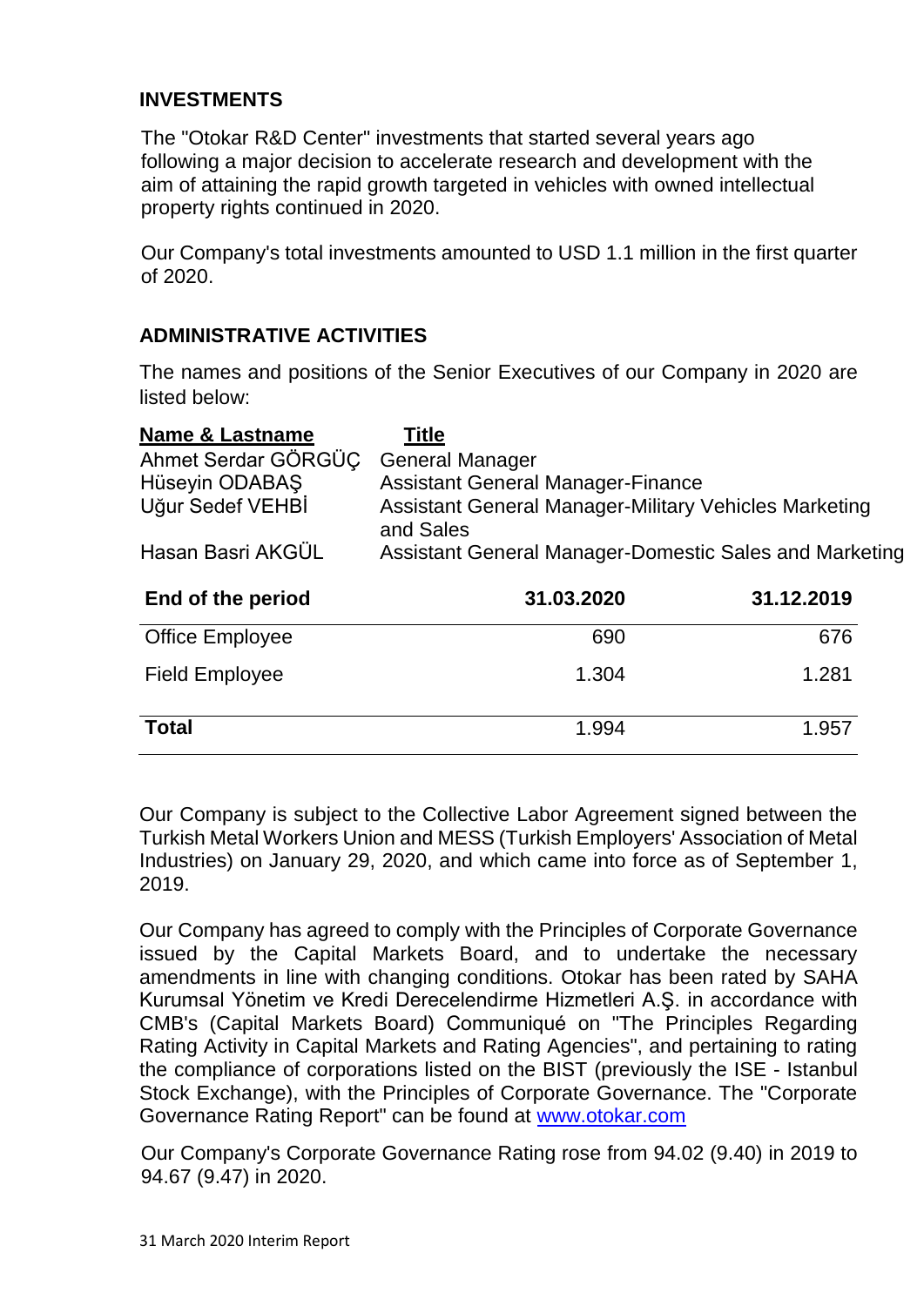## INVESTMENTS

The "Otokar R&D Center" investments that started several years ago following a major decision to accelerate research and development with the aim of attaining the rapid growth targeted in vehicles with owned intellectual property rights continued in 2020.

Our Company's total investments amounted to USD 1.1 million in the first quarter of 2020.

## ADMINISTRATIVE ACTIVITIES

The names and positions of the Senior Executives of our Company in 2020 are listed below:

| Name & Lastname | Title |
|---|---|
| Ahmet Serdar GÖRGÜÇ | General Manager |
| Hüseyin ODABAŞ | Assistant General Manager-Finance |
| Uğur Sedef VEHBİ | Assistant General Manager-Military Vehicles Marketing and Sales |
| Hasan Basri AKGÜL | Assistant General Manager-Domestic Sales and Marketing |

| End of the period | 31.03.2020 | 31.12.2019 |
|---|---|---|
| Office Employee | 690 | 676 |
| Field Employee | 1.304 | 1.281 |
| **Total** | 1.994 | 1.957 |

Our Company is subject to the Collective Labor Agreement signed between the Turkish Metal Workers Union and MESS (Turkish Employers' Association of Metal Industries) on January 29, 2020, and which came into force as of September 1, 2019.

Our Company has agreed to comply with the Principles of Corporate Governance issued by the Capital Markets Board, and to undertake the necessary amendments in line with changing conditions. Otokar has been rated by SAHA Kurumsal Yönetim ve Kredi Derecelendirme Hizmetleri A.Ş. in accordance with CMB's (Capital Markets Board) Communiqué on "The Principles Regarding Rating Activity in Capital Markets and Rating Agencies", and pertaining to rating the compliance of corporations listed on the BIST (previously the ISE - Istanbul Stock Exchange), with the Principles of Corporate Governance. The "Corporate Governance Rating Report" can be found at [www.otokar.com](http://www.otokar.com)

Our Company's Corporate Governance Rating rose from 94.02 (9.40) in 2019 to 94.67 (9.47) in 2020.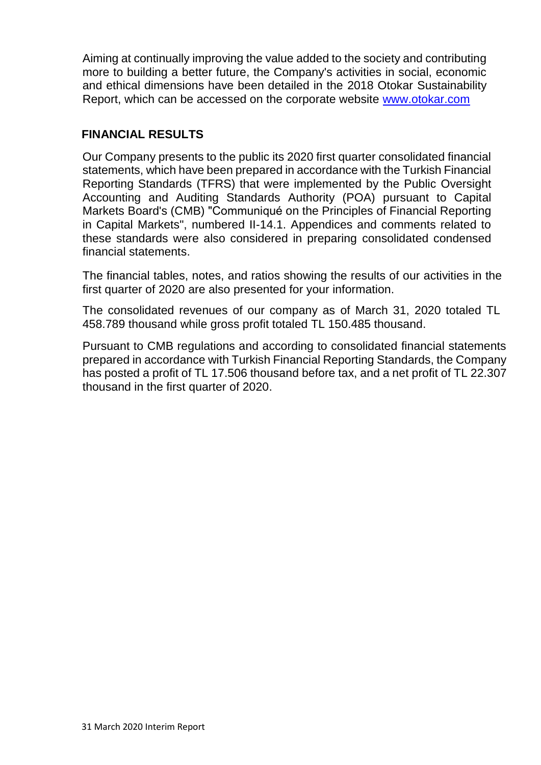Aiming at continually improving the value added to the society and contributing more to building a better future, the Company's activities in social, economic and ethical dimensions have been detailed in the 2018 Otokar Sustainability Report, which can be accessed on the corporate website www.otokar.com

## FINANCIAL RESULTS

Our Company presents to the public its 2020 first quarter consolidated financial statements, which have been prepared in accordance with the Turkish Financial Reporting Standards (TFRS) that were implemented by the Public Oversight Accounting and Auditing Standards Authority (POA) pursuant to Capital Markets Board's (CMB) "Communiqué on the Principles of Financial Reporting in Capital Markets", numbered II-14.1. Appendices and comments related to these standards were also considered in preparing consolidated condensed financial statements.

The financial tables, notes, and ratios showing the results of our activities in the first quarter of 2020 are also presented for your information.

The consolidated revenues of our company as of March 31, 2020 totaled TL 458.789 thousand while gross profit totaled TL 150.485 thousand.

Pursuant to CMB regulations and according to consolidated financial statements prepared in accordance with Turkish Financial Reporting Standards, the Company has posted a profit of TL 17.506 thousand before tax, and a net profit of TL 22.307 thousand in the first quarter of 2020.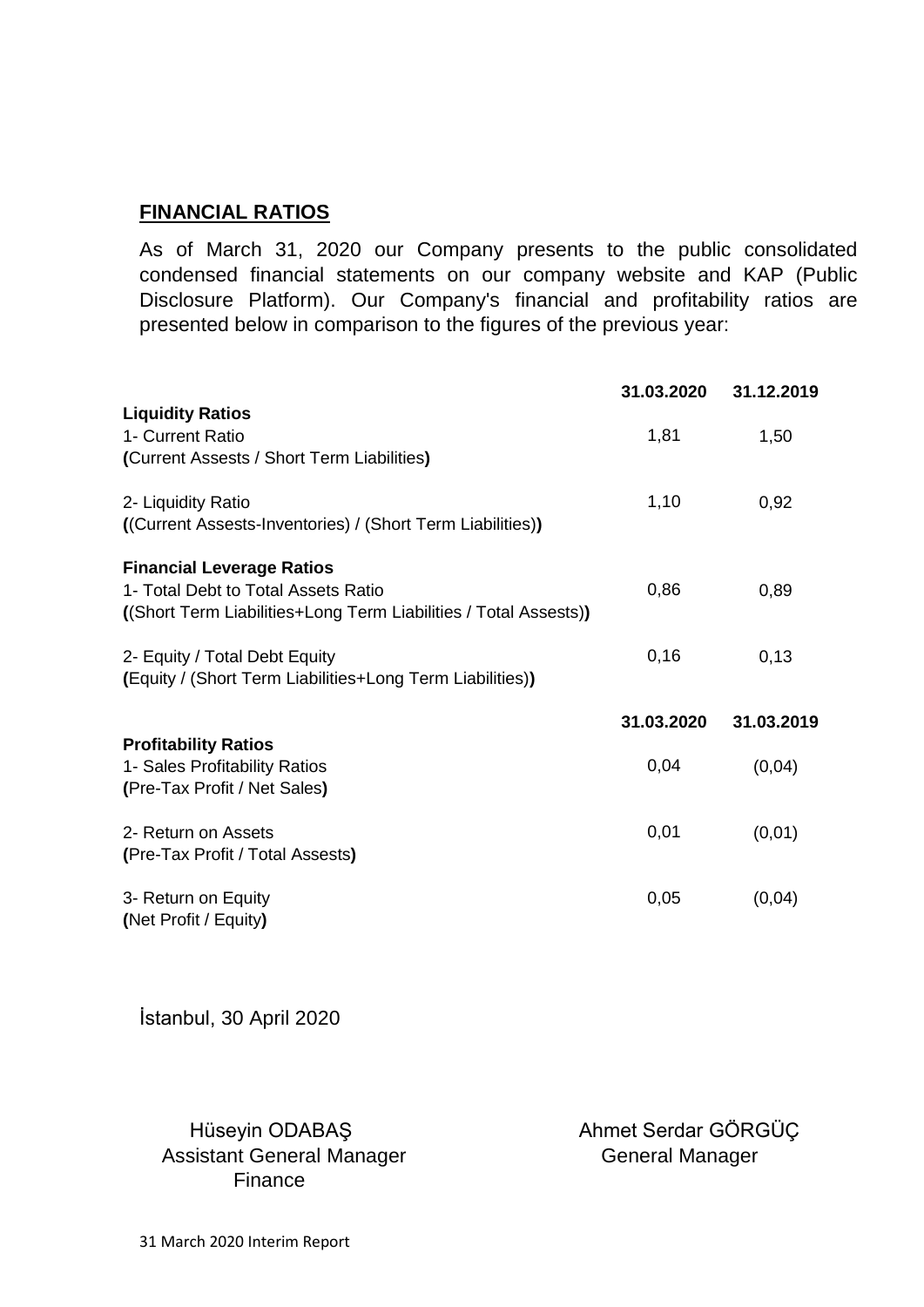## FINANCIAL RATIOS

As of March 31, 2020 our Company presents to the public consolidated condensed financial statements on our company website and KAP (Public Disclosure Platform). Our Company's financial and profitability ratios are presented below in comparison to the figures of the previous year:

| | 31.03.2020 | 31.12.2019 |
|---|---|---|
| **Liquidity Ratios** | | |
| 1- Current Ratio<br>**(**Current Assests / Short Term Liabilities**)** | 1,81 | 1,50 |
| 2- Liquidity Ratio<br>**(**(Current Assests-Inventories) / (Short Term Liabilities)**)** | 1,10 | 0,92 |
| **Financial Leverage Ratios** | | |
| 1- Total Debt to Total Assets Ratio<br>**(**(Short Term Liabilities+Long Term Liabilities / Total Assests)**)** | 0,86 | 0,89 |
| 2- Equity / Total Debt Equity<br>**(**Equity / (Short Term Liabilities+Long Term Liabilities)**)** | 0,16 | 0,13 |
| | **31.03.2020** | **31.03.2019** |
| **Profitability Ratios** | | |
| 1- Sales Profitability Ratios<br>**(**Pre-Tax Profit / Net Sales**)** | 0,04 | (0,04) |
| 2- Return on Assets<br>**(**Pre-Tax Profit / Total Assests**)** | 0,01 | (0,01) |
| 3- Return on Equity<br>**(**Net Profit / Equity**)** | 0,05 | (0,04) |

İstanbul, 30 April 2020

Hüseyin ODABAŞ
Assistant General Manager
Finance

Ahmet Serdar GÖRGÜÇ
General Manager